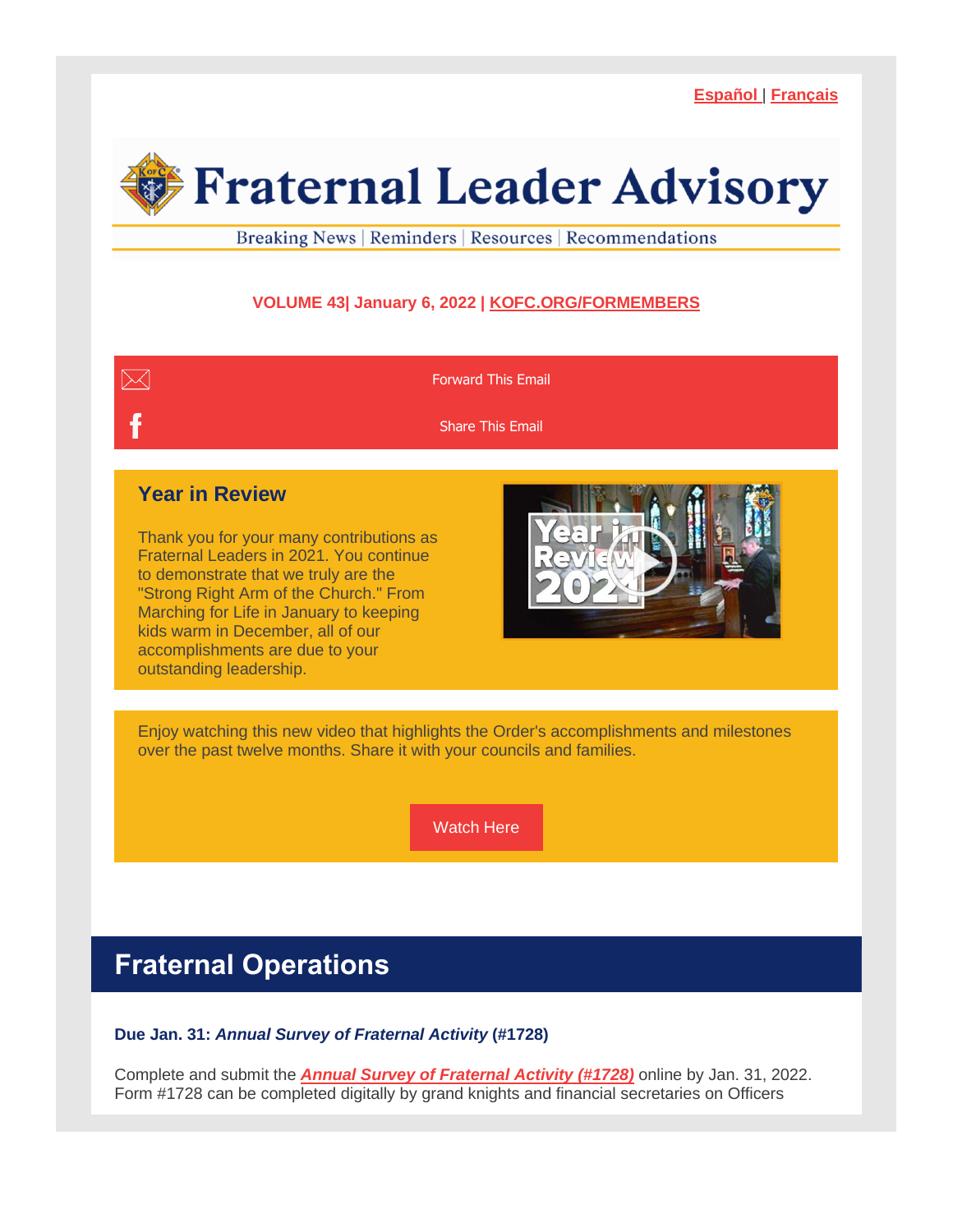Español | Français

# Fraternal Leader Advisory

Breaking News | Reminders | Resources | Recommendations

**VOLUME 43| January 6, 2022 | KOFC.ORG/FORMEMBERS**

Forward This Email

Share This Email

## Year in Review

Thank you for your many contributions as Fraternal Leaders in 2021. You continue to demonstrate that we truly are the "Strong Right Arm of the Church." From Marching for Life in January to keeping kids warm in December, all of our accomplishments are due to your outstanding leadership.

Enjoy watching this new video that highlights the Order's accomplishments and milestones over the past twelve months. Share it with your councils and families.

Watch Here

## Fraternal Operations

**Due Jan. 31: *Annual Survey of Fraternal Activity* (#1728)**

Complete and submit the ***Annual Survey of Fraternal Activity (#1728)*** online by Jan. 31, 2022. Form #1728 can be completed digitally by grand knights and financial secretaries on Officers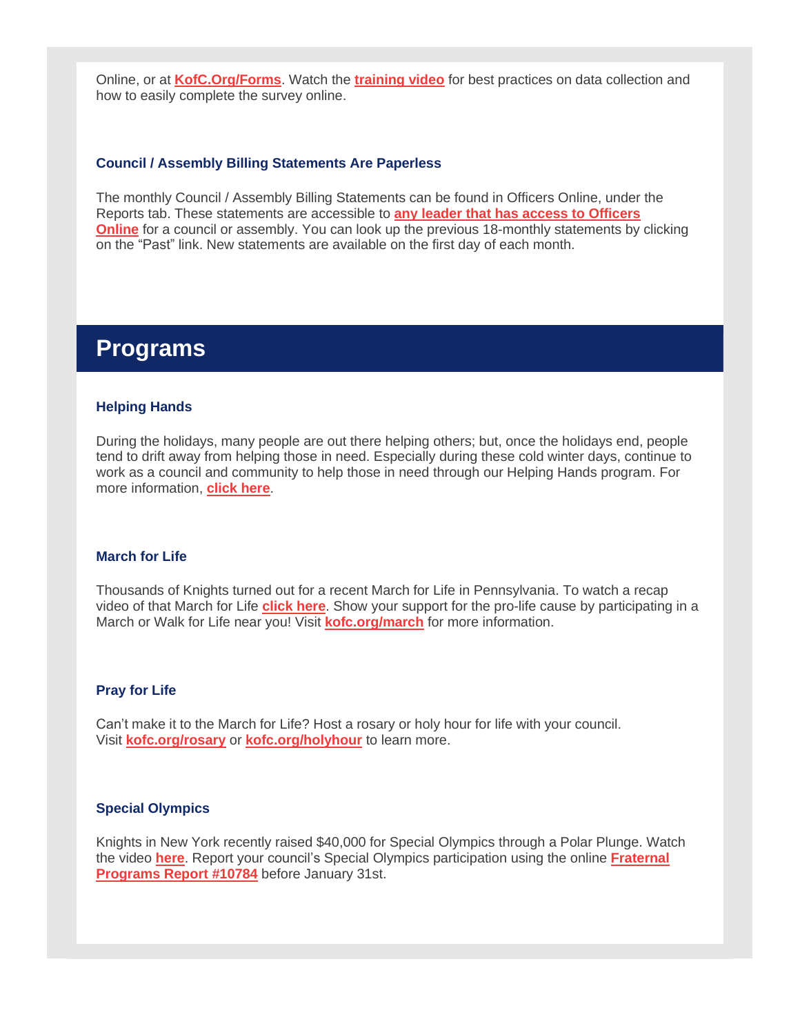Online, or at **KofC.Org/Forms**. Watch the **training video** for best practices on data collection and how to easily complete the survey online.

### Council / Assembly Billing Statements Are Paperless

The monthly Council / Assembly Billing Statements can be found in Officers Online, under the Reports tab. These statements are accessible to **any leader that has access to Officers Online** for a council or assembly. You can look up the previous 18-monthly statements by clicking on the "Past" link. New statements are available on the first day of each month.

## Programs

### Helping Hands

During the holidays, many people are out there helping others; but, once the holidays end, people tend to drift away from helping those in need. Especially during these cold winter days, continue to work as a council and community to help those in need through our Helping Hands program. For more information, **click here**.

### March for Life

Thousands of Knights turned out for a recent March for Life in Pennsylvania. To watch a recap video of that March for Life **click here**. Show your support for the pro-life cause by participating in a March or Walk for Life near you! Visit **kofc.org/march** for more information.

### Pray for Life

Can't make it to the March for Life? Host a rosary or holy hour for life with your council. Visit **kofc.org/rosary** or **kofc.org/holyhour** to learn more.

### Special Olympics

Knights in New York recently raised $40,000 for Special Olympics through a Polar Plunge. Watch the video **here**. Report your council's Special Olympics participation using the online **Fraternal Programs Report #10784** before January 31st.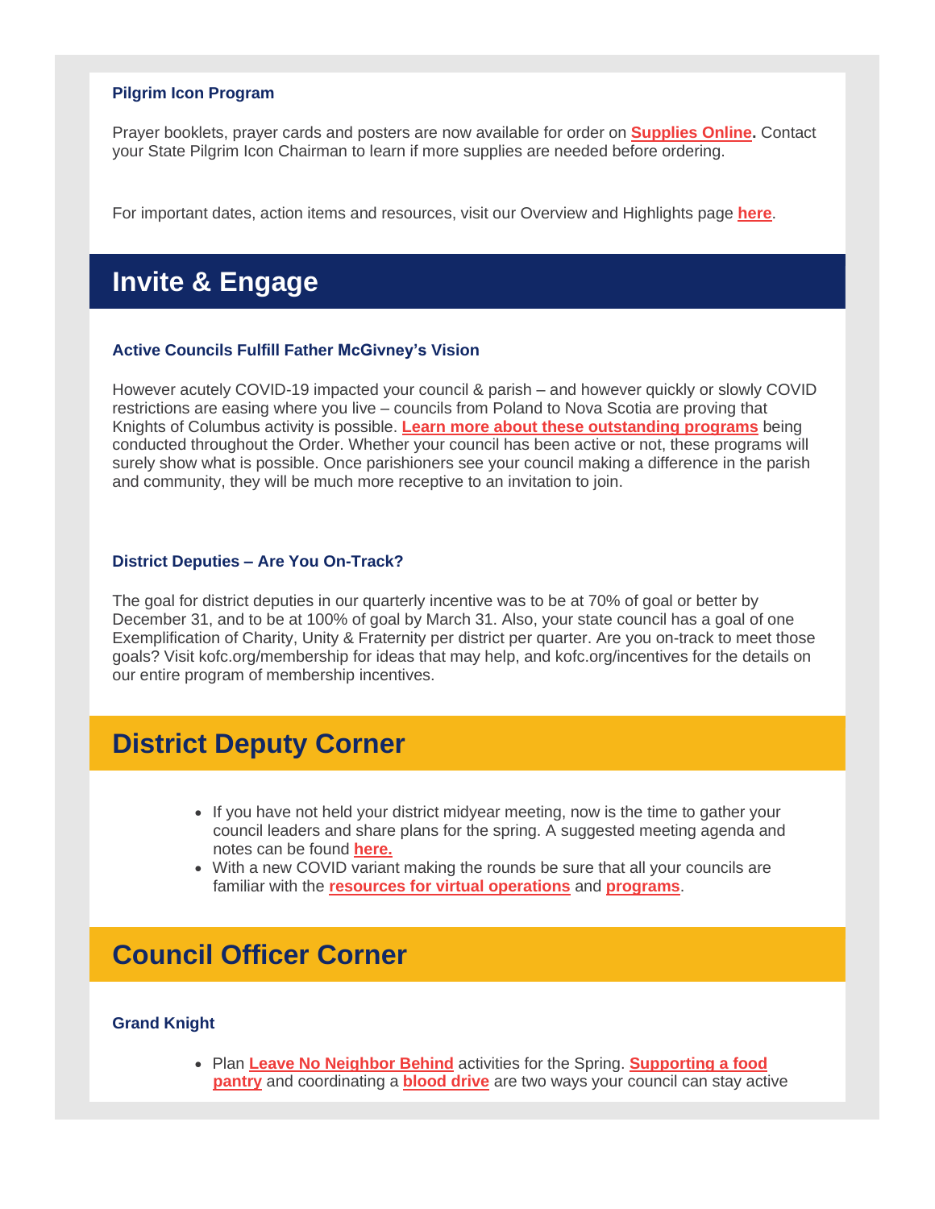### Pilgrim Icon Program

Prayer booklets, prayer cards and posters are now available for order on **Supplies Online.** Contact your State Pilgrim Icon Chairman to learn if more supplies are needed before ordering.

For important dates, action items and resources, visit our Overview and Highlights page **here**.

## Invite & Engage

### Active Councils Fulfill Father McGivney's Vision

However acutely COVID-19 impacted your council & parish – and however quickly or slowly COVID restrictions are easing where you live – councils from Poland to Nova Scotia are proving that Knights of Columbus activity is possible. **Learn more about these outstanding programs** being conducted throughout the Order. Whether your council has been active or not, these programs will surely show what is possible. Once parishioners see your council making a difference in the parish and community, they will be much more receptive to an invitation to join.

### District Deputies – Are You On-Track?

The goal for district deputies in our quarterly incentive was to be at 70% of goal or better by December 31, and to be at 100% of goal by March 31. Also, your state council has a goal of one Exemplification of Charity, Unity & Fraternity per district per quarter. Are you on-track to meet those goals? Visit kofc.org/membership for ideas that may help, and kofc.org/incentives for the details on our entire program of membership incentives.

## District Deputy Corner

- If you have not held your district midyear meeting, now is the time to gather your council leaders and share plans for the spring. A suggested meeting agenda and notes can be found **here.**
- With a new COVID variant making the rounds be sure that all your councils are familiar with the **resources for virtual operations** and **programs**.

## Council Officer Corner

### Grand Knight

- Plan **Leave No Neighbor Behind** activities for the Spring. **Supporting a food pantry** and coordinating a **blood drive** are two ways your council can stay active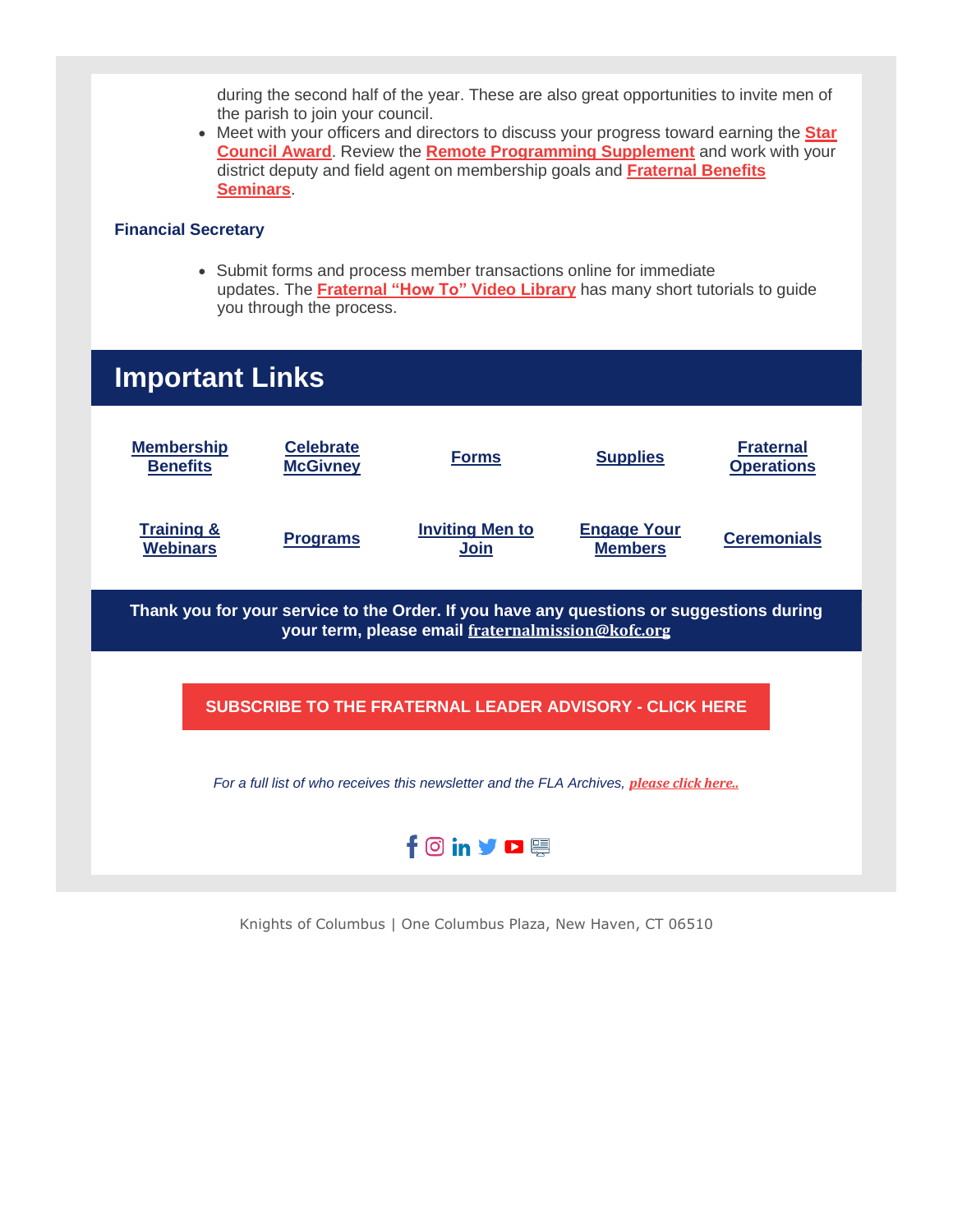during the second half of the year. These are also great opportunities to invite men of the parish to join your council.

- Meet with your officers and directors to discuss your progress toward earning the **Star Council Award**. Review the **Remote Programming Supplement** and work with your district deputy and field agent on membership goals and **Fraternal Benefits Seminars**.

**Financial Secretary**

- Submit forms and process member transactions online for immediate updates. The **Fraternal "How To" Video Library** has many short tutorials to guide you through the process.

## Important Links

| | | | | |
|---|---|---|---|---|
| **Membership Benefits** | **Celebrate McGivney** | **Forms** | **Supplies** | **Fraternal Operations** |
| **Training & Webinars** | **Programs** | **Inviting Men to Join** | **Engage Your Members** | **Ceremonials** |

**Thank you for your service to the Order. If you have any questions or suggestions during your term, please email fraternalmission@kofc.org**

**SUBSCRIBE TO THE FRATERNAL LEADER ADVISORY - CLICK HERE**

*For a full list of who receives this newsletter and the FLA Archives,* ***please click here..***

Knights of Columbus | One Columbus Plaza, New Haven, CT 06510